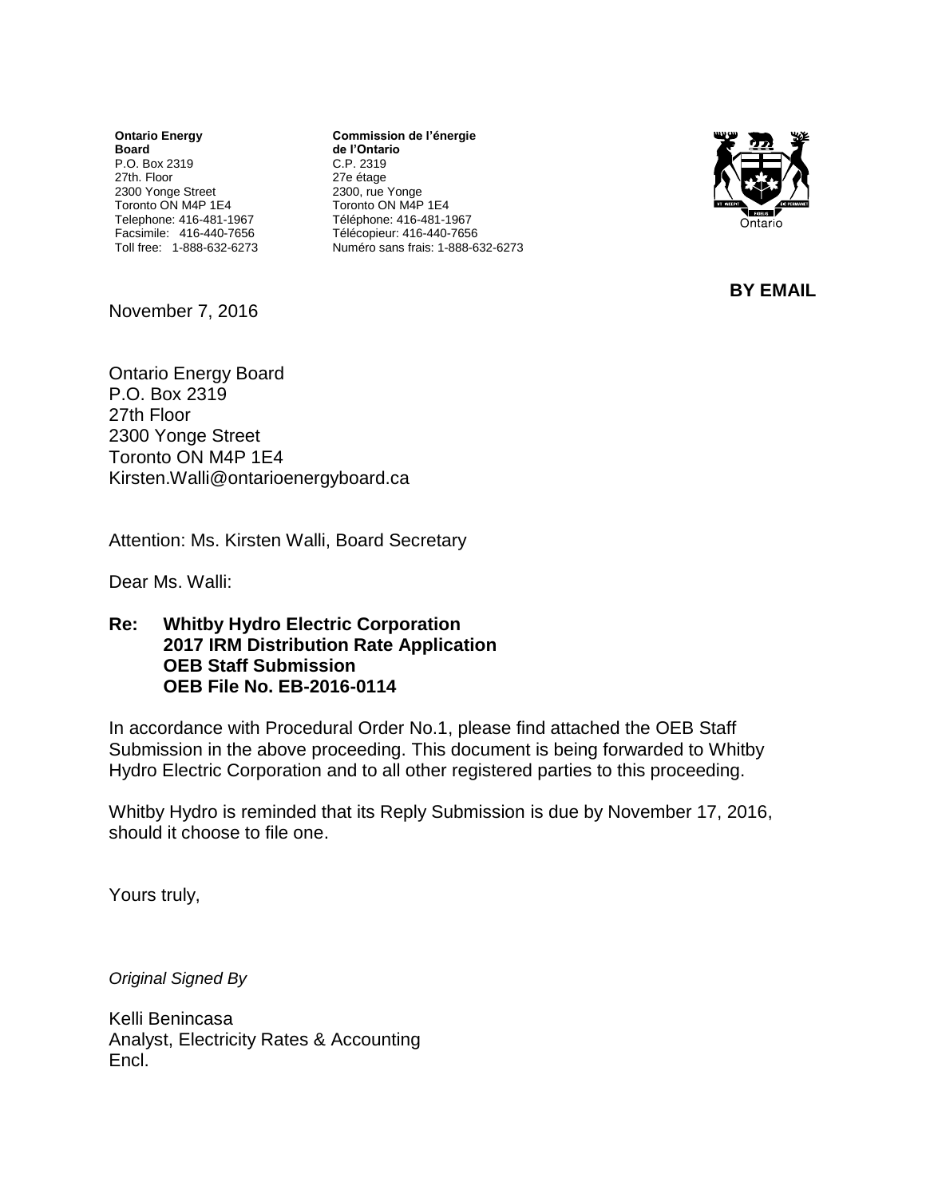**Ontario Energy Board**
P.O. Box 2319
27th. Floor
2300 Yonge Street
Toronto ON M4P 1E4
Telephone: 416-481-1967
Facsimile: 416-440-7656
Toll free: 1-888-632-6273

**Commission de l'énergie de l'Ontario**
C.P. 2319
27e étage
2300, rue Yonge
Toronto ON M4P 1E4
Téléphone: 416-481-1967
Télécopieur: 416-440-7656
Numéro sans frais: 1-888-632-6273

**BY EMAIL**

November 7, 2016

Ontario Energy Board
P.O. Box 2319
27th Floor
2300 Yonge Street
Toronto ON M4P 1E4
Kirsten.Walli@ontarioenergyboard.ca

Attention: Ms. Kirsten Walli, Board Secretary

Dear Ms. Walli:

**Re: Whitby Hydro Electric Corporation**
**2017 IRM Distribution Rate Application**
**OEB Staff Submission**
**OEB File No. EB-2016-0114**

In accordance with Procedural Order No.1, please find attached the OEB Staff Submission in the above proceeding. This document is being forwarded to Whitby Hydro Electric Corporation and to all other registered parties to this proceeding.

Whitby Hydro is reminded that its Reply Submission is due by November 17, 2016, should it choose to file one.

Yours truly,

*Original Signed By*

Kelli Benincasa
Analyst, Electricity Rates & Accounting
Encl.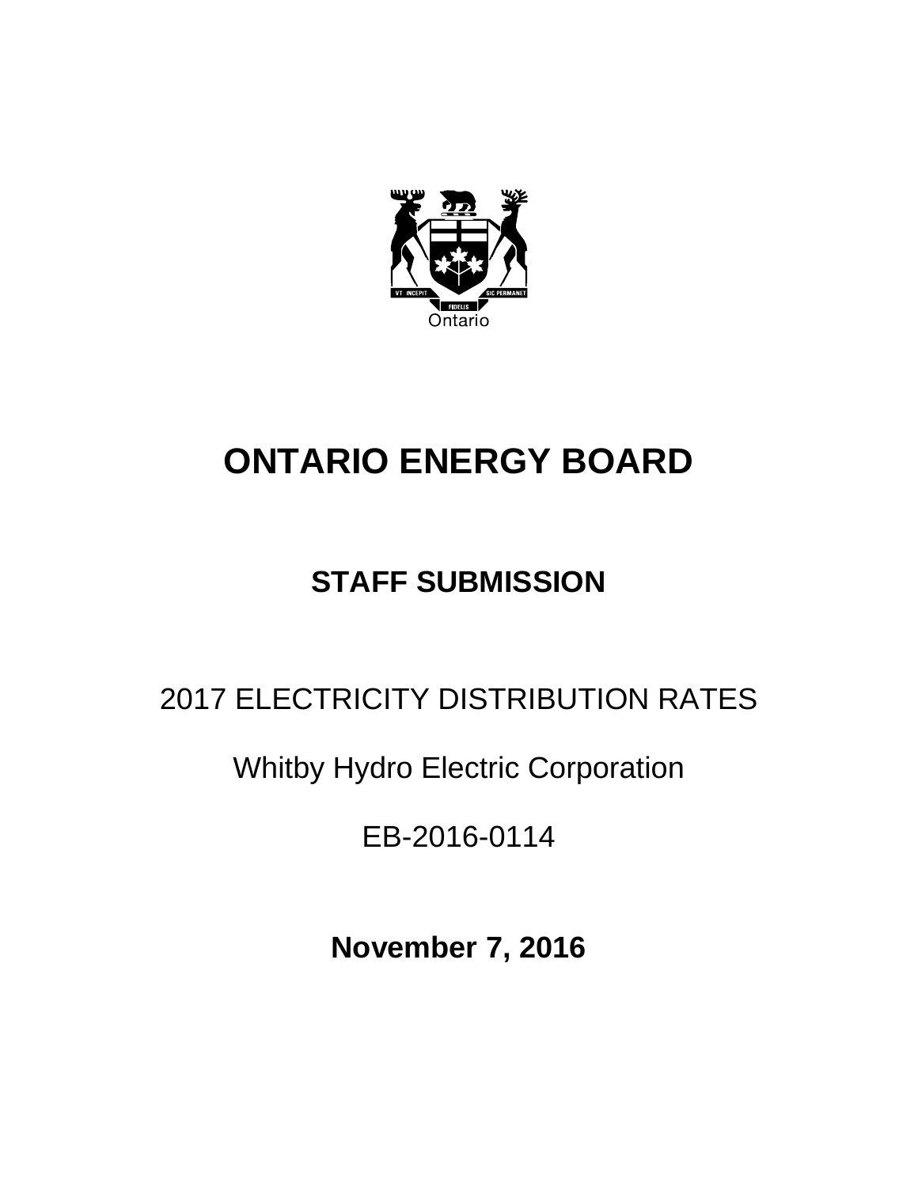Ontario

# ONTARIO ENERGY BOARD

## STAFF SUBMISSION

2017 ELECTRICITY DISTRIBUTION RATES

Whitby Hydro Electric Corporation

EB-2016-0114

**November 7, 2016**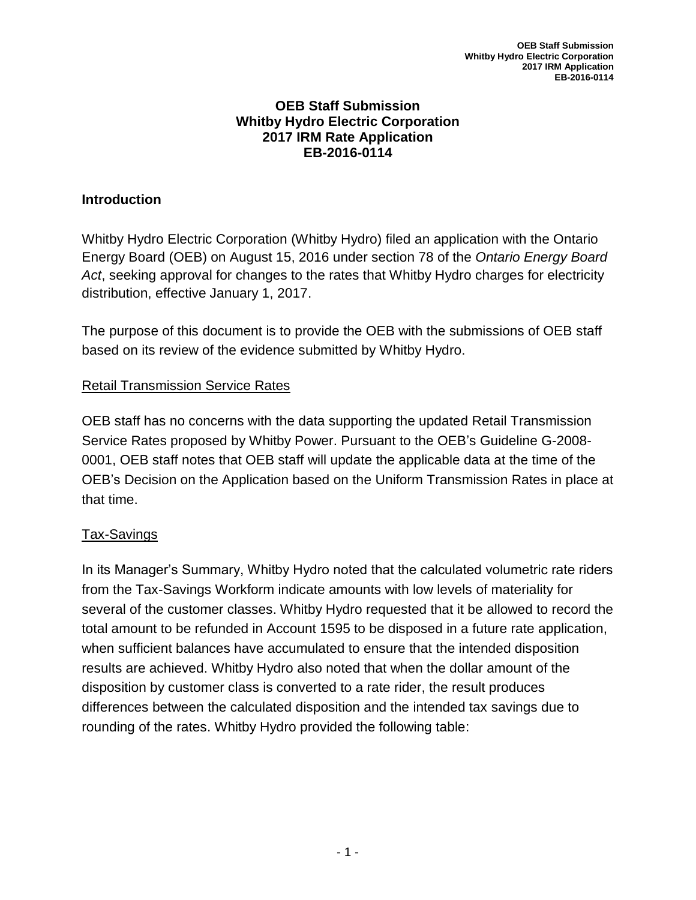# OEB Staff Submission
# Whitby Hydro Electric Corporation
# 2017 IRM Rate Application
# EB-2016-0114

## Introduction

Whitby Hydro Electric Corporation (Whitby Hydro) filed an application with the Ontario Energy Board (OEB) on August 15, 2016 under section 78 of the *Ontario Energy Board Act*, seeking approval for changes to the rates that Whitby Hydro charges for electricity distribution, effective January 1, 2017.

The purpose of this document is to provide the OEB with the submissions of OEB staff based on its review of the evidence submitted by Whitby Hydro.

### Retail Transmission Service Rates

OEB staff has no concerns with the data supporting the updated Retail Transmission Service Rates proposed by Whitby Power. Pursuant to the OEB's Guideline G-2008-0001, OEB staff notes that OEB staff will update the applicable data at the time of the OEB's Decision on the Application based on the Uniform Transmission Rates in place at that time.

### Tax-Savings

In its Manager's Summary, Whitby Hydro noted that the calculated volumetric rate riders from the Tax-Savings Workform indicate amounts with low levels of materiality for several of the customer classes. Whitby Hydro requested that it be allowed to record the total amount to be refunded in Account 1595 to be disposed in a future rate application, when sufficient balances have accumulated to ensure that the intended disposition results are achieved. Whitby Hydro also noted that when the dollar amount of the disposition by customer class is converted to a rate rider, the result produces differences between the calculated disposition and the intended tax savings due to rounding of the rates. Whitby Hydro provided the following table: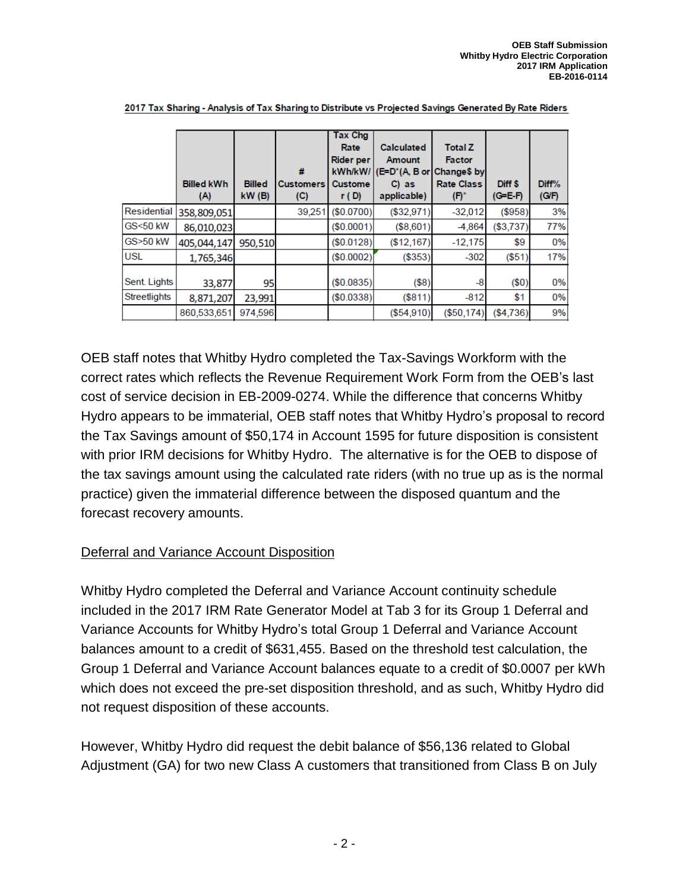2017 Tax Sharing - Analysis of Tax Sharing to Distribute vs Projected Savings Generated By Rate Riders

| | Billed kWh (A) | Billed kW (B) | # Customers (C) | Tax Chg Rate Rider per kWh/kW/ Customer ( D) | Calculated Amount (E=D*(A, B or C) as applicable) | Total Z Factor Change$ by Rate Class (F)* | Diff $ (G=E-F) | Diff% (G/F) |
|---|---|---|---|---|---|---|---|---|
| Residential | 358,809,051 | | 39,251 | ($0.0700) | ($32,971) | -32,012 | ($958) | 3% |
| GS<50 kW | 86,010,023 | | | ($0.0001) | ($8,601) | -4,864 | ($3,737) | 77% |
| GS>50 kW | 405,044,147 | 950,510 | | ($0.0128) | ($12,167) | -12,175 | $9 | 0% |
| USL | 1,765,346 | | | ($0.0002) | ($353) | -302 | ($51) | 17% |
| Sent. Lights | 33,877 | 95 | | ($0.0835) | ($8) | -8 | ($0) | 0% |
| Streetlights | 8,871,207 | 23,991 | | ($0.0338) | ($811) | -812 | $1 | 0% |
| | 860,533,651 | 974,596 | | | ($54,910) | ($50,174) | ($4,736) | 9% |

OEB staff notes that Whitby Hydro completed the Tax-Savings Workform with the correct rates which reflects the Revenue Requirement Work Form from the OEB's last cost of service decision in EB-2009-0274. While the difference that concerns Whitby Hydro appears to be immaterial, OEB staff notes that Whitby Hydro's proposal to record the Tax Savings amount of $50,174 in Account 1595 for future disposition is consistent with prior IRM decisions for Whitby Hydro. The alternative is for the OEB to dispose of the tax savings amount using the calculated rate riders (with no true up as is the normal practice) given the immaterial difference between the disposed quantum and the forecast recovery amounts.

## Deferral and Variance Account Disposition

Whitby Hydro completed the Deferral and Variance Account continuity schedule included in the 2017 IRM Rate Generator Model at Tab 3 for its Group 1 Deferral and Variance Accounts for Whitby Hydro's total Group 1 Deferral and Variance Account balances amount to a credit of $631,455. Based on the threshold test calculation, the Group 1 Deferral and Variance Account balances equate to a credit of $0.0007 per kWh which does not exceed the pre-set disposition threshold, and as such, Whitby Hydro did not request disposition of these accounts.

However, Whitby Hydro did request the debit balance of $56,136 related to Global Adjustment (GA) for two new Class A customers that transitioned from Class B on July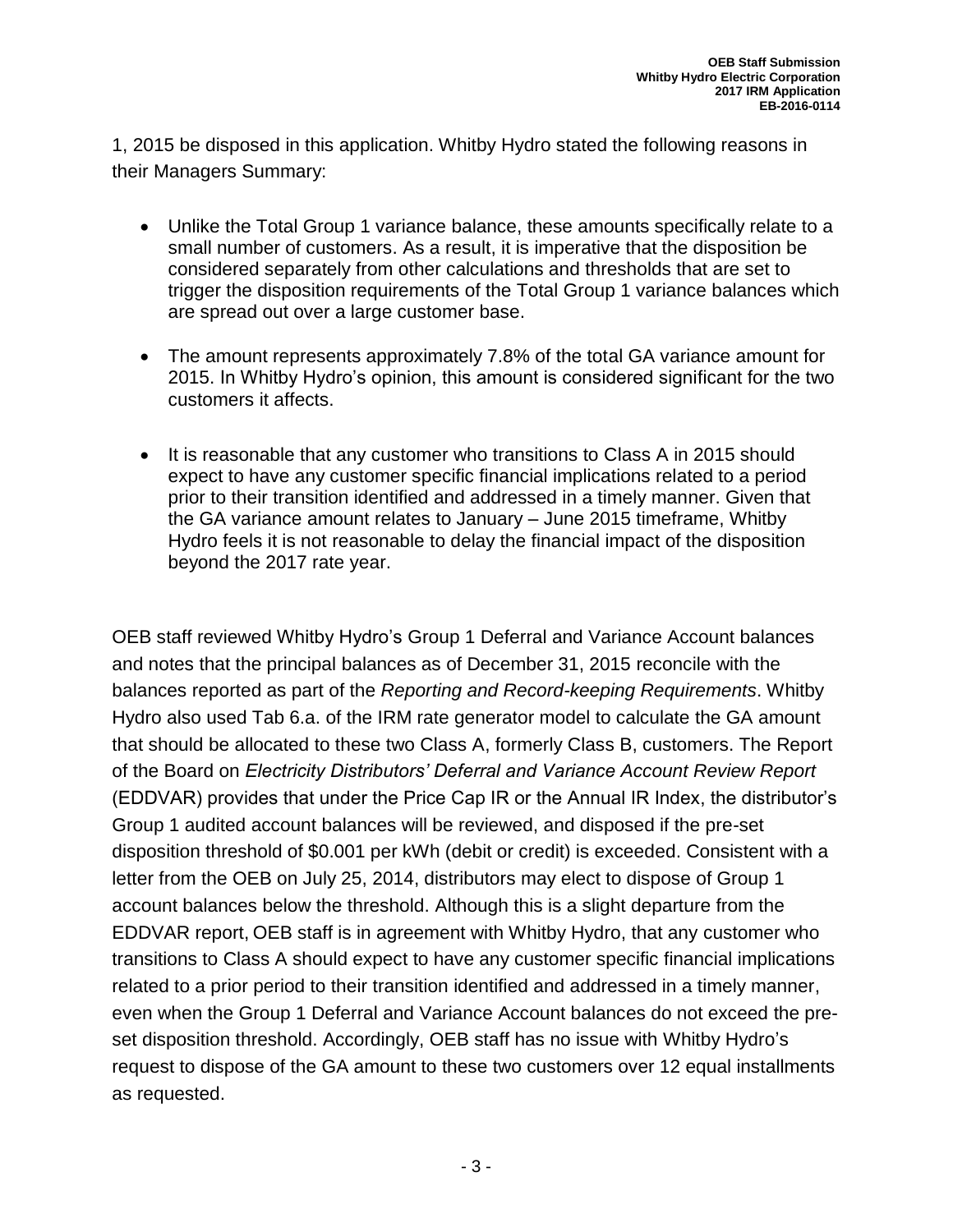1, 2015 be disposed in this application. Whitby Hydro stated the following reasons in their Managers Summary:

- Unlike the Total Group 1 variance balance, these amounts specifically relate to a small number of customers. As a result, it is imperative that the disposition be considered separately from other calculations and thresholds that are set to trigger the disposition requirements of the Total Group 1 variance balances which are spread out over a large customer base.
- The amount represents approximately 7.8% of the total GA variance amount for 2015. In Whitby Hydro's opinion, this amount is considered significant for the two customers it affects.
- It is reasonable that any customer who transitions to Class A in 2015 should expect to have any customer specific financial implications related to a period prior to their transition identified and addressed in a timely manner. Given that the GA variance amount relates to January – June 2015 timeframe, Whitby Hydro feels it is not reasonable to delay the financial impact of the disposition beyond the 2017 rate year.

OEB staff reviewed Whitby Hydro's Group 1 Deferral and Variance Account balances and notes that the principal balances as of December 31, 2015 reconcile with the balances reported as part of the *Reporting and Record-keeping Requirements*. Whitby Hydro also used Tab 6.a. of the IRM rate generator model to calculate the GA amount that should be allocated to these two Class A, formerly Class B, customers. The Report of the Board on *Electricity Distributors' Deferral and Variance Account Review Report* (EDDVAR) provides that under the Price Cap IR or the Annual IR Index, the distributor's Group 1 audited account balances will be reviewed, and disposed if the pre-set disposition threshold of $0.001 per kWh (debit or credit) is exceeded. Consistent with a letter from the OEB on July 25, 2014, distributors may elect to dispose of Group 1 account balances below the threshold. Although this is a slight departure from the EDDVAR report, OEB staff is in agreement with Whitby Hydro, that any customer who transitions to Class A should expect to have any customer specific financial implications related to a prior period to their transition identified and addressed in a timely manner, even when the Group 1 Deferral and Variance Account balances do not exceed the pre-set disposition threshold. Accordingly, OEB staff has no issue with Whitby Hydro's request to dispose of the GA amount to these two customers over 12 equal installments as requested.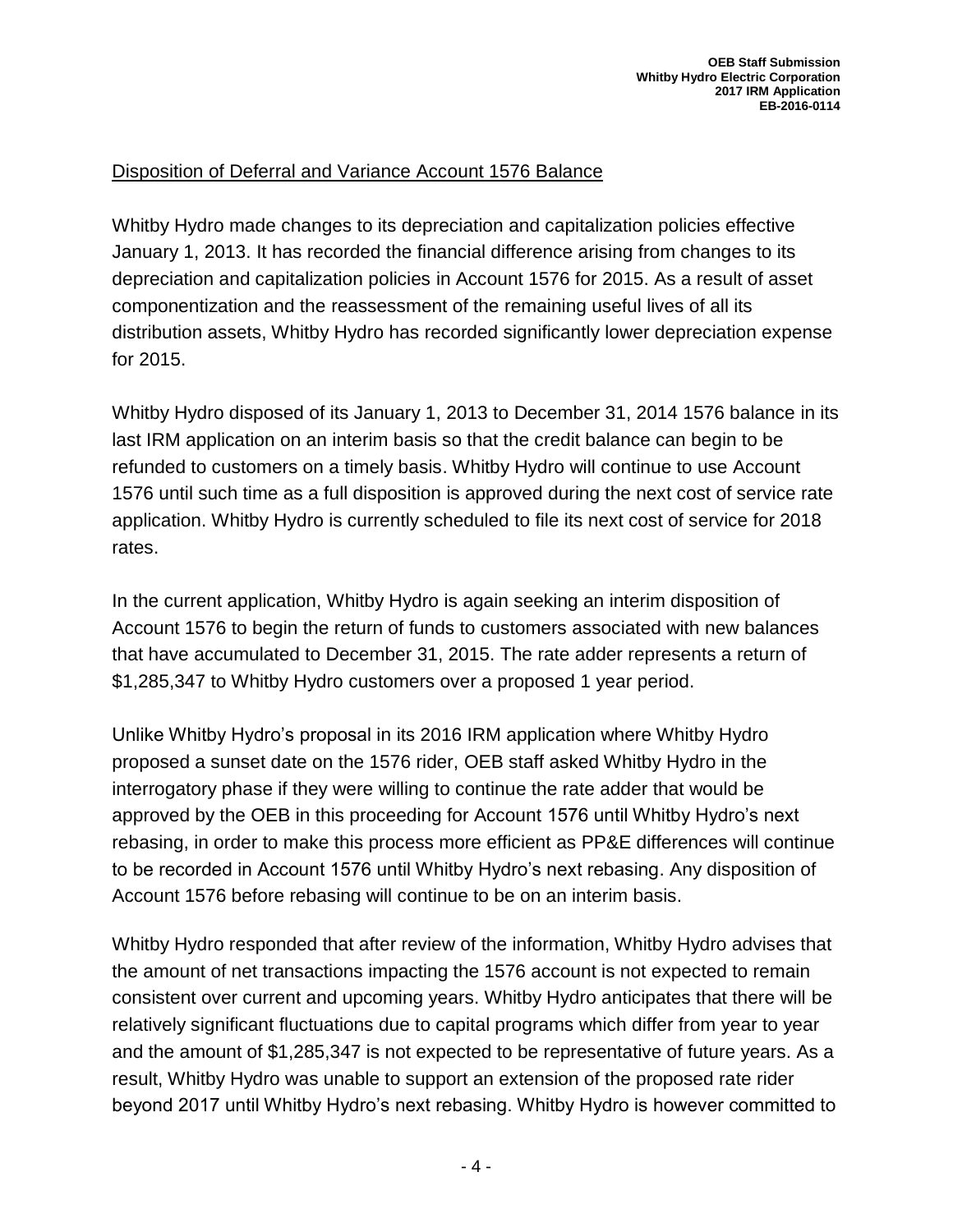Disposition of Deferral and Variance Account 1576 Balance

Whitby Hydro made changes to its depreciation and capitalization policies effective January 1, 2013. It has recorded the financial difference arising from changes to its depreciation and capitalization policies in Account 1576 for 2015. As a result of asset componentization and the reassessment of the remaining useful lives of all its distribution assets, Whitby Hydro has recorded significantly lower depreciation expense for 2015.

Whitby Hydro disposed of its January 1, 2013 to December 31, 2014 1576 balance in its last IRM application on an interim basis so that the credit balance can begin to be refunded to customers on a timely basis. Whitby Hydro will continue to use Account 1576 until such time as a full disposition is approved during the next cost of service rate application. Whitby Hydro is currently scheduled to file its next cost of service for 2018 rates.

In the current application, Whitby Hydro is again seeking an interim disposition of Account 1576 to begin the return of funds to customers associated with new balances that have accumulated to December 31, 2015. The rate adder represents a return of \$1,285,347 to Whitby Hydro customers over a proposed 1 year period.

Unlike Whitby Hydro's proposal in its 2016 IRM application where Whitby Hydro proposed a sunset date on the 1576 rider, OEB staff asked Whitby Hydro in the interrogatory phase if they were willing to continue the rate adder that would be approved by the OEB in this proceeding for Account 1576 until Whitby Hydro's next rebasing, in order to make this process more efficient as PP&E differences will continue to be recorded in Account 1576 until Whitby Hydro's next rebasing. Any disposition of Account 1576 before rebasing will continue to be on an interim basis.

Whitby Hydro responded that after review of the information, Whitby Hydro advises that the amount of net transactions impacting the 1576 account is not expected to remain consistent over current and upcoming years. Whitby Hydro anticipates that there will be relatively significant fluctuations due to capital programs which differ from year to year and the amount of \$1,285,347 is not expected to be representative of future years. As a result, Whitby Hydro was unable to support an extension of the proposed rate rider beyond 2017 until Whitby Hydro's next rebasing. Whitby Hydro is however committed to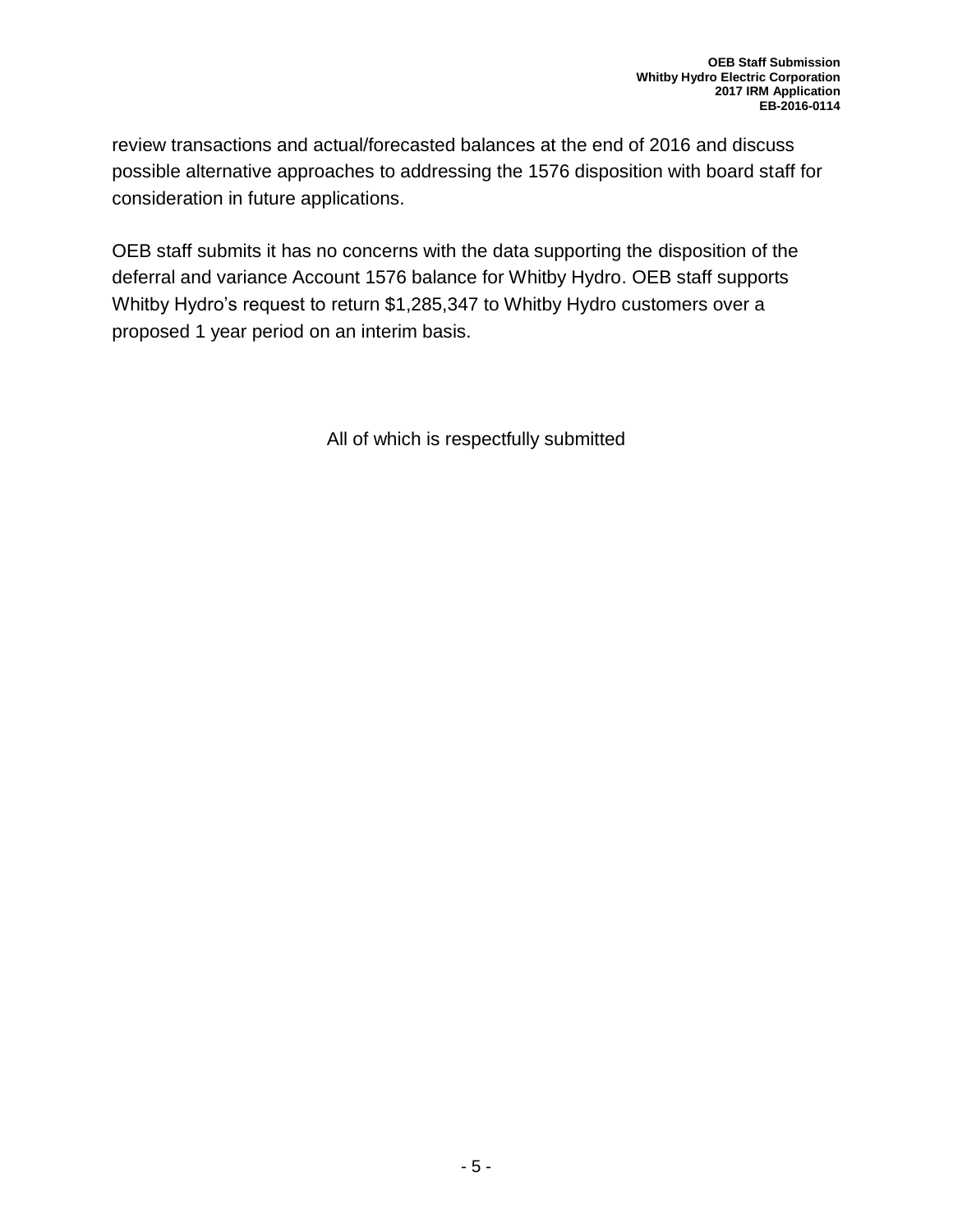review transactions and actual/forecasted balances at the end of 2016 and discuss possible alternative approaches to addressing the 1576 disposition with board staff for consideration in future applications.

OEB staff submits it has no concerns with the data supporting the disposition of the deferral and variance Account 1576 balance for Whitby Hydro. OEB staff supports Whitby Hydro's request to return $1,285,347 to Whitby Hydro customers over a proposed 1 year period on an interim basis.

All of which is respectfully submitted